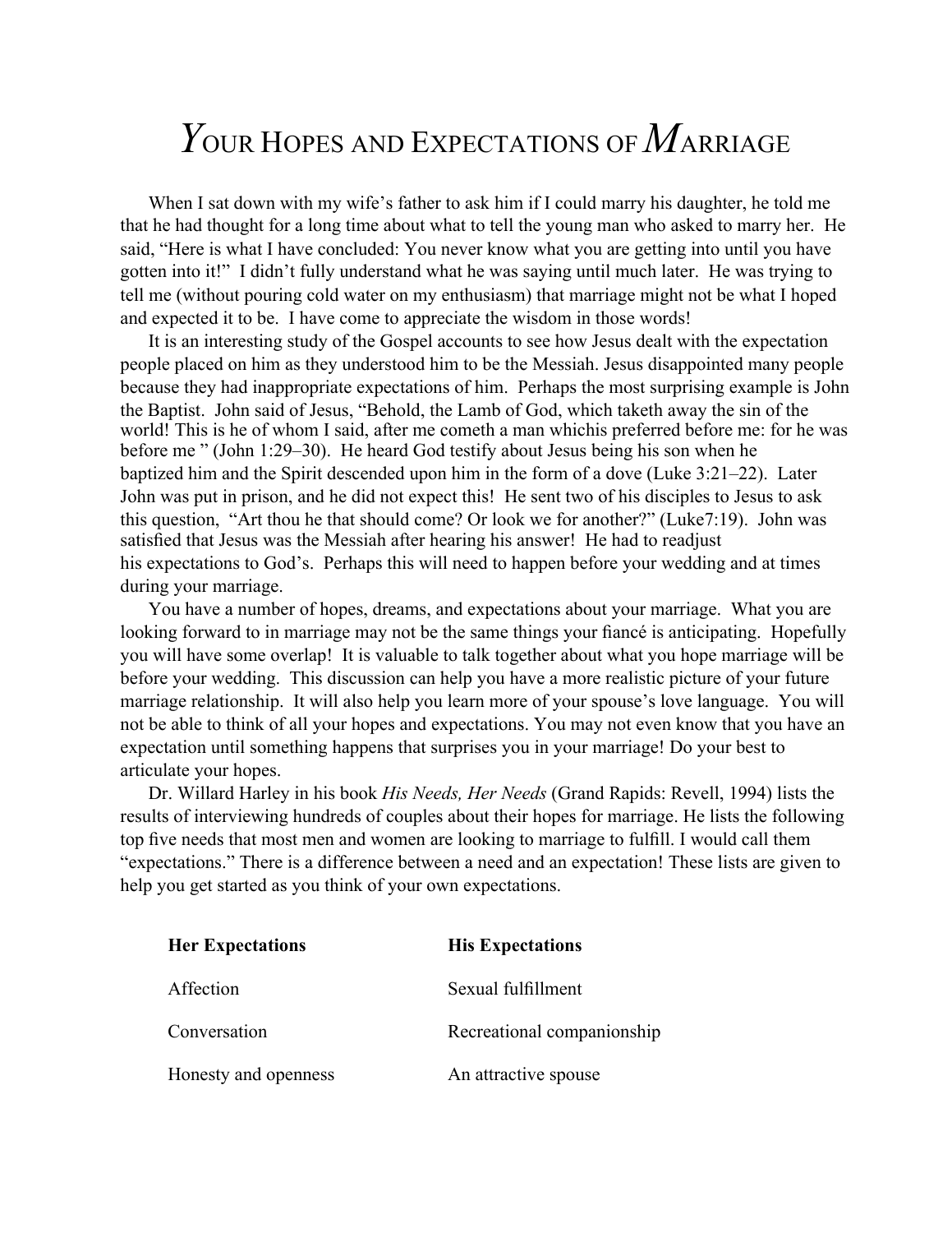# YOUR HOPES AND EXPECTATIONS OF MARRIAGE

When I sat down with my wife's father to ask him if I could marry his daughter, he told me that he had thought for a long time about what to tell the young man who asked to marry her. He said, "Here is what I have concluded: You never know what you are getting into until you have gotten into it!" I didn't fully understand what he was saying until much later. He was trying to tell me (without pouring cold water on my enthusiasm) that marriage might not be what I hoped and expected it to be. I have come to appreciate the wisdom in those words!

It is an interesting study of the Gospel accounts to see how Jesus dealt with the expectation people placed on him as they understood him to be the Messiah. Jesus disappointed many people because they had inappropriate expectations of him. Perhaps the most surprising example is John the Baptist. John said of Jesus, "Behold, the Lamb of God, which taketh away the sin of the world! This is he of whom I said, after me cometh a man whichis preferred before me: for he was before me " (John 1:29–30). He heard God testify about Jesus being his son when he baptized him and the Spirit descended upon him in the form of a dove (Luke 3:21–22). Later John was put in prison, and he did not expect this! He sent two of his disciples to Jesus to ask this question, "Art thou he that should come? Or look we for another?" (Luke7:19). John was satisfied that Jesus was the Messiah after hearing his answer! He had to readjust his expectations to God's. Perhaps this will need to happen before your wedding and at times during your marriage.

You have a number of hopes, dreams, and expectations about your marriage. What you are looking forward to in marriage may not be the same things your fiancé is anticipating. Hopefully you will have some overlap! It is valuable to talk together about what you hope marriage will be before your wedding. This discussion can help you have a more realistic picture of your future marriage relationship. It will also help you learn more of your spouse's love language. You will not be able to think of all your hopes and expectations. You may not even know that you have an expectation until something happens that surprises you in your marriage! Do your best to articulate your hopes.

Dr. Willard Harley in his book *His Needs, Her Needs* (Grand Rapids: Revell, 1994) lists the results of interviewing hundreds of couples about their hopes for marriage. He lists the following top five needs that most men and women are looking to marriage to fulfill. I would call them "expectations." There is a difference between a need and an expectation! These lists are given to help you get started as you think of your own expectations.

| **Her Expectations** | **His Expectations** |
|---|---|
| Affection | Sexual fulfillment |
| Conversation | Recreational companionship |
| Honesty and openness | An attractive spouse |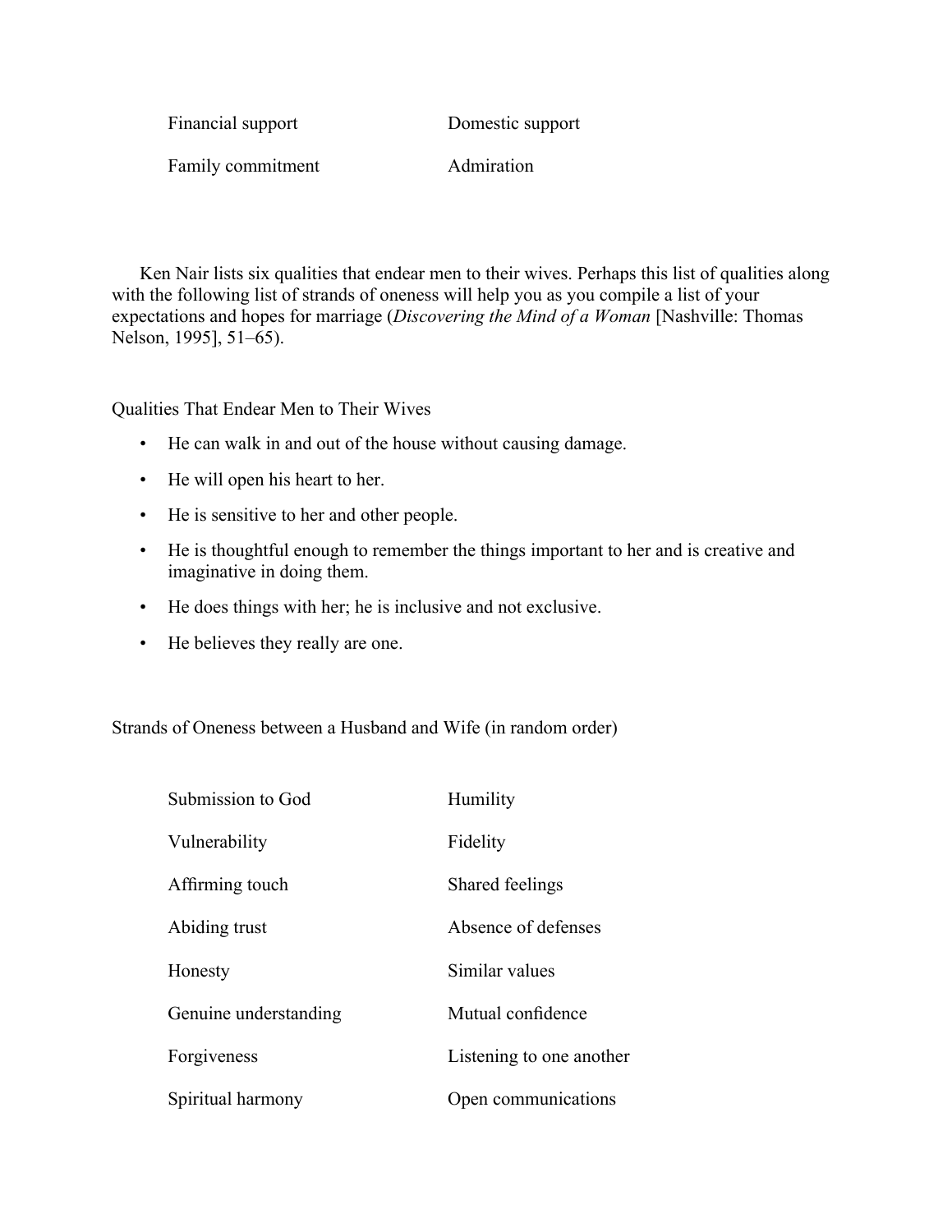Financial support Domestic support

Family commitment Admiration

Ken Nair lists six qualities that endear men to their wives. Perhaps this list of qualities along with the following list of strands of oneness will help you as you compile a list of your expectations and hopes for marriage (*Discovering the Mind of a Woman* [Nashville: Thomas Nelson, 1995], 51–65).

Qualities That Endear Men to Their Wives

- He can walk in and out of the house without causing damage.
- He will open his heart to her.
- He is sensitive to her and other people.
- He is thoughtful enough to remember the things important to her and is creative and imaginative in doing them.
- He does things with her; he is inclusive and not exclusive.
- He believes they really are one.

Strands of Oneness between a Husband and Wife (in random order)

Submission to God

Humility

Vulnerability

Fidelity

Affirming touch

Shared feelings

Abiding trust

Absence of defenses

Honesty

Similar values

Genuine understanding

Mutual confidence

Forgiveness

Listening to one another

Spiritual harmony

Open communications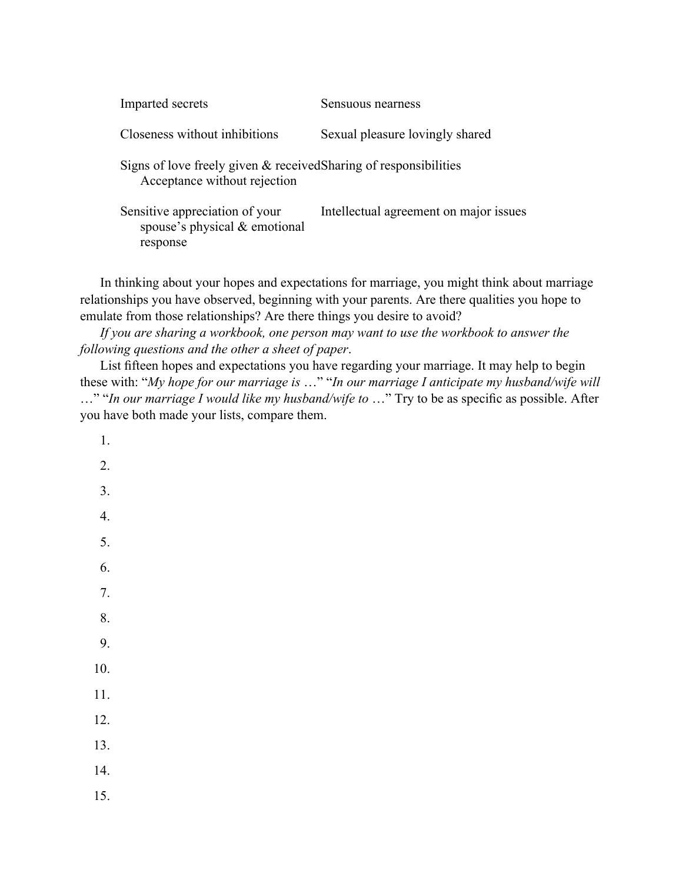| | |
|---|---|
| Imparted secrets | Sensuous nearness |
| Closeness without inhibitions | Sexual pleasure lovingly shared |
| Signs of love freely given & received Acceptance without rejection | Sharing of responsibilities |
| Sensitive appreciation of your spouse's physical & emotional response | Intellectual agreement on major issues |

In thinking about your hopes and expectations for marriage, you might think about marriage relationships you have observed, beginning with your parents. Are there qualities you hope to emulate from those relationships? Are there things you desire to avoid?

*If you are sharing a workbook, one person may want to use the workbook to answer the following questions and the other a sheet of paper*.

List fifteen hopes and expectations you have regarding your marriage. It may help to begin these with: "*My hope for our marriage is* …" "*In our marriage I anticipate my husband/wife will* …" "*In our marriage I would like my husband/wife to* …" Try to be as specific as possible. After you have both made your lists, compare them.

1.
2.
3.
4.
5.
6.
7.
8.
9.
10.
11.
12.
13.
14.
15.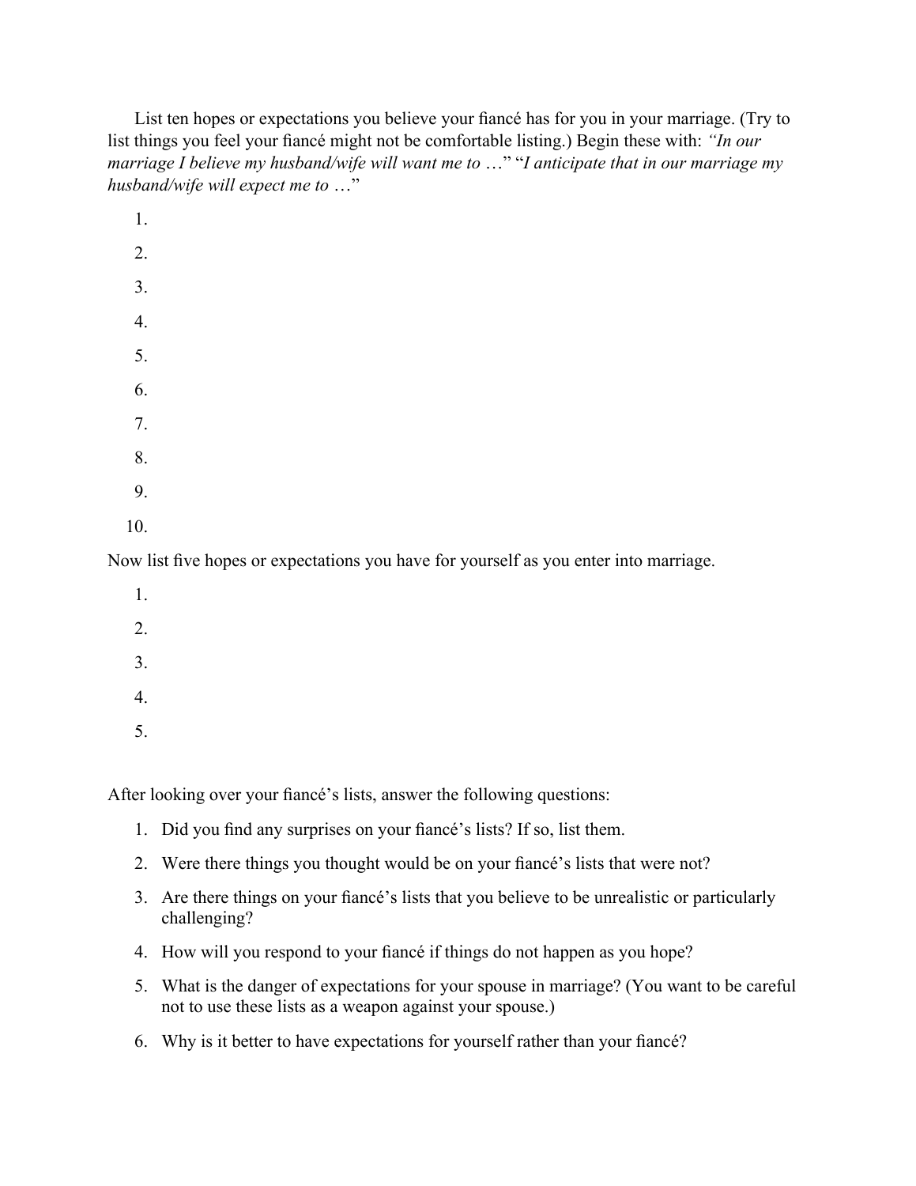List ten hopes or expectations you believe your fiancé has for you in your marriage. (Try to list things you feel your fiancé might not be comfortable listing.) Begin these with: *"In our marriage I believe my husband/wife will want me to …"* "*I anticipate that in our marriage my husband/wife will expect me to …*"

1.
2.
3.
4.
5.
6.
7.
8.
9.
10.

Now list five hopes or expectations you have for yourself as you enter into marriage.

1.
2.
3.
4.
5.

After looking over your fiancé's lists, answer the following questions:

1. Did you find any surprises on your fiancé's lists? If so, list them.
2. Were there things you thought would be on your fiancé's lists that were not?
3. Are there things on your fiancé's lists that you believe to be unrealistic or particularly challenging?
4. How will you respond to your fiancé if things do not happen as you hope?
5. What is the danger of expectations for your spouse in marriage? (You want to be careful not to use these lists as a weapon against your spouse.)
6. Why is it better to have expectations for yourself rather than your fiancé?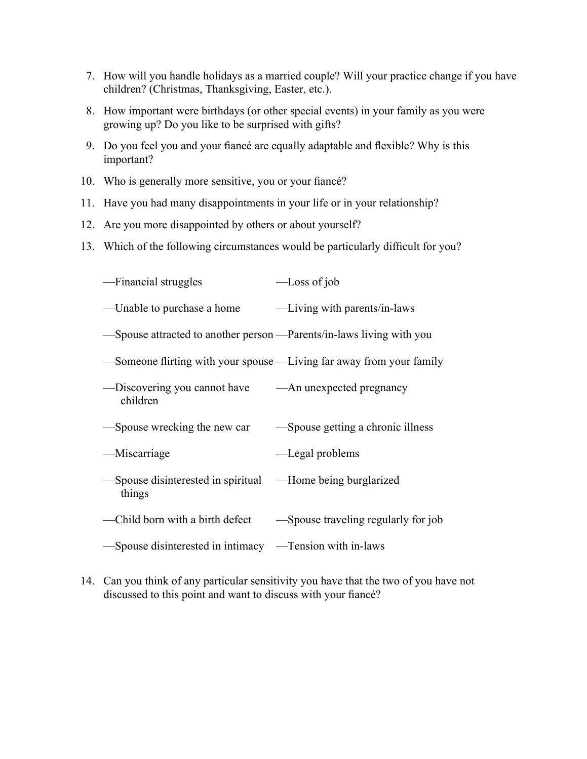7. How will you handle holidays as a married couple? Will your practice change if you have children? (Christmas, Thanksgiving, Easter, etc.).
8. How important were birthdays (or other special events) in your family as you were growing up? Do you like to be surprised with gifts?
9. Do you feel you and your fiancé are equally adaptable and flexible? Why is this important?
10. Who is generally more sensitive, you or your fiancé?
11. Have you had many disappointments in your life or in your relationship?
12. Are you more disappointed by others or about yourself?
13. Which of the following circumstances would be particularly difficult for you?

| | |
|---|---|
| —Financial struggles | —Loss of job |
| —Unable to purchase a home | —Living with parents/in-laws |
| —Spouse attracted to another person | —Parents/in-laws living with you |
| —Someone flirting with your spouse | —Living far away from your family |
| —Discovering you cannot have children | —An unexpected pregnancy |
| —Spouse wrecking the new car | —Spouse getting a chronic illness |
| —Miscarriage | —Legal problems |
| —Spouse disinterested in spiritual things | —Home being burglarized |
| —Child born with a birth defect | —Spouse traveling regularly for job |
| —Spouse disinterested in intimacy | —Tension with in-laws |

14. Can you think of any particular sensitivity you have that the two of you have not discussed to this point and want to discuss with your fiancé?